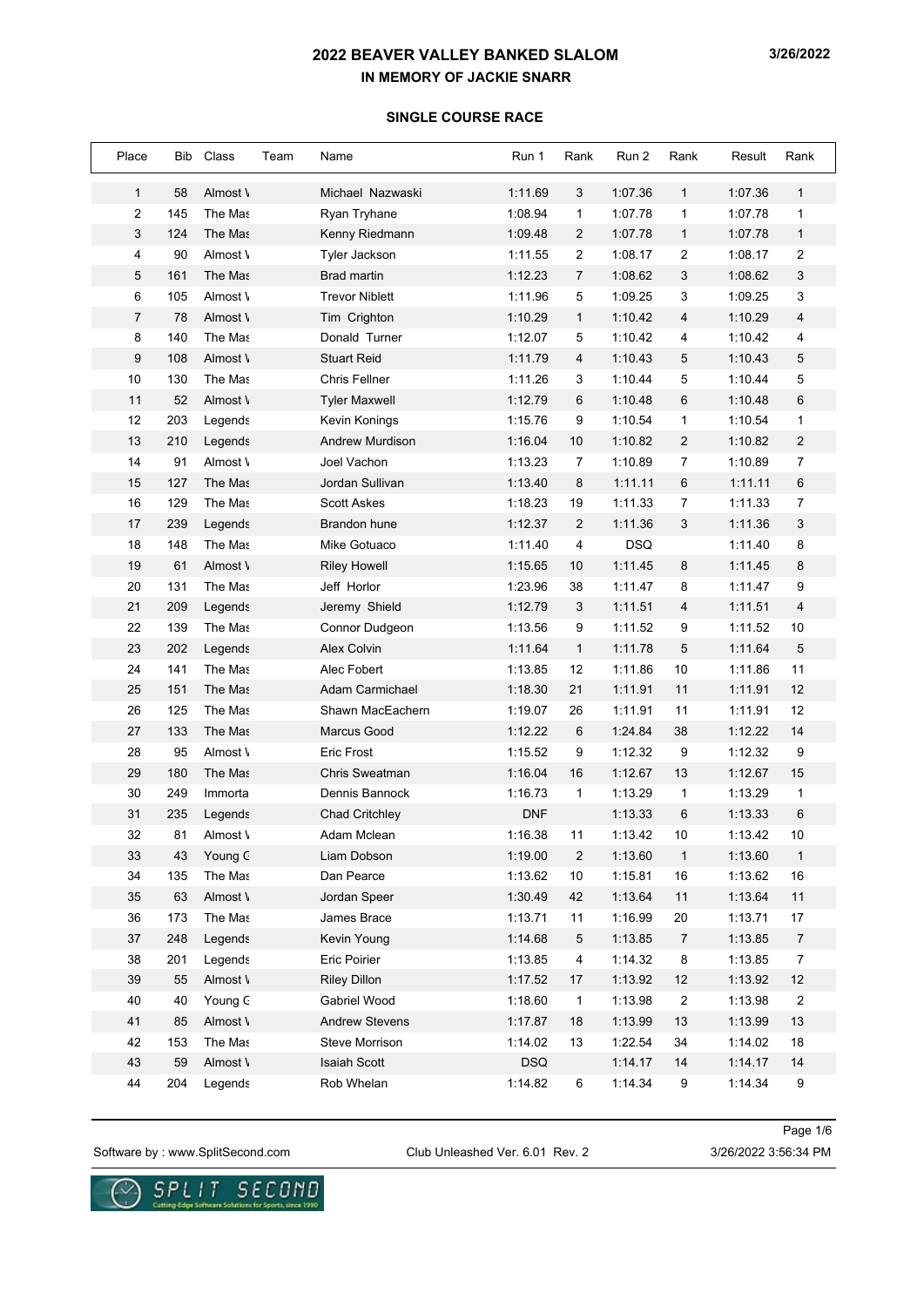# 2022 BEAVER VALLEY BANKED SLALOM

**IN MEMORY OF JACKIE SNARR**

3/26/2022

**SINGLE COURSE RACE**

| Place | Bib | Class | Team | Name | Run 1 | Rank | Run 2 | Rank | Result | Rank |
|---|---|---|---|---|---|---|---|---|---|---|
| 1 | 58 | Almost \ | | Michael Nazwaski | 1:11.69 | 3 | 1:07.36 | 1 | 1:07.36 | 1 |
| 2 | 145 | The Mas | | Ryan Tryhane | 1:08.94 | 1 | 1:07.78 | 1 | 1:07.78 | 1 |
| 3 | 124 | The Mas | | Kenny Riedmann | 1:09.48 | 2 | 1:07.78 | 1 | 1:07.78 | 1 |
| 4 | 90 | Almost \ | | Tyler Jackson | 1:11.55 | 2 | 1:08.17 | 2 | 1:08.17 | 2 |
| 5 | 161 | The Mas | | Brad martin | 1:12.23 | 7 | 1:08.62 | 3 | 1:08.62 | 3 |
| 6 | 105 | Almost \ | | Trevor Niblett | 1:11.96 | 5 | 1:09.25 | 3 | 1:09.25 | 3 |
| 7 | 78 | Almost \ | | Tim Crighton | 1:10.29 | 1 | 1:10.42 | 4 | 1:10.29 | 4 |
| 8 | 140 | The Mas | | Donald Turner | 1:12.07 | 5 | 1:10.42 | 4 | 1:10.42 | 4 |
| 9 | 108 | Almost \ | | Stuart Reid | 1:11.79 | 4 | 1:10.43 | 5 | 1:10.43 | 5 |
| 10 | 130 | The Mas | | Chris Fellner | 1:11.26 | 3 | 1:10.44 | 5 | 1:10.44 | 5 |
| 11 | 52 | Almost \ | | Tyler Maxwell | 1:12.79 | 6 | 1:10.48 | 6 | 1:10.48 | 6 |
| 12 | 203 | Legends | | Kevin Konings | 1:15.76 | 9 | 1:10.54 | 1 | 1:10.54 | 1 |
| 13 | 210 | Legends | | Andrew Murdison | 1:16.04 | 10 | 1:10.82 | 2 | 1:10.82 | 2 |
| 14 | 91 | Almost \ | | Joel Vachon | 1:13.23 | 7 | 1:10.89 | 7 | 1:10.89 | 7 |
| 15 | 127 | The Mas | | Jordan Sullivan | 1:13.40 | 8 | 1:11.11 | 6 | 1:11.11 | 6 |
| 16 | 129 | The Mas | | Scott Askes | 1:18.23 | 19 | 1:11.33 | 7 | 1:11.33 | 7 |
| 17 | 239 | Legends | | Brandon hune | 1:12.37 | 2 | 1:11.36 | 3 | 1:11.36 | 3 |
| 18 | 148 | The Mas | | Mike Gotuaco | 1:11.40 | 4 | DSQ | | 1:11.40 | 8 |
| 19 | 61 | Almost \ | | Riley Howell | 1:15.65 | 10 | 1:11.45 | 8 | 1:11.45 | 8 |
| 20 | 131 | The Mas | | Jeff Horlor | 1:23.96 | 38 | 1:11.47 | 8 | 1:11.47 | 9 |
| 21 | 209 | Legends | | Jeremy Shield | 1:12.79 | 3 | 1:11.51 | 4 | 1:11.51 | 4 |
| 22 | 139 | The Mas | | Connor Dudgeon | 1:13.56 | 9 | 1:11.52 | 9 | 1:11.52 | 10 |
| 23 | 202 | Legends | | Alex Colvin | 1:11.64 | 1 | 1:11.78 | 5 | 1:11.64 | 5 |
| 24 | 141 | The Mas | | Alec Fobert | 1:13.85 | 12 | 1:11.86 | 10 | 1:11.86 | 11 |
| 25 | 151 | The Mas | | Adam Carmichael | 1:18.30 | 21 | 1:11.91 | 11 | 1:11.91 | 12 |
| 26 | 125 | The Mas | | Shawn MacEachern | 1:19.07 | 26 | 1:11.91 | 11 | 1:11.91 | 12 |
| 27 | 133 | The Mas | | Marcus Good | 1:12.22 | 6 | 1:24.84 | 38 | 1:12.22 | 14 |
| 28 | 95 | Almost \ | | Eric Frost | 1:15.52 | 9 | 1:12.32 | 9 | 1:12.32 | 9 |
| 29 | 180 | The Mas | | Chris Sweatman | 1:16.04 | 16 | 1:12.67 | 13 | 1:12.67 | 15 |
| 30 | 249 | Immorta | | Dennis Bannock | 1:16.73 | 1 | 1:13.29 | 1 | 1:13.29 | 1 |
| 31 | 235 | Legends | | Chad Critchley | DNF | | 1:13.33 | 6 | 1:13.33 | 6 |
| 32 | 81 | Almost \ | | Adam Mclean | 1:16.38 | 11 | 1:13.42 | 10 | 1:13.42 | 10 |
| 33 | 43 | Young G | | Liam Dobson | 1:19.00 | 2 | 1:13.60 | 1 | 1:13.60 | 1 |
| 34 | 135 | The Mas | | Dan Pearce | 1:13.62 | 10 | 1:15.81 | 16 | 1:13.62 | 16 |
| 35 | 63 | Almost \ | | Jordan Speer | 1:30.49 | 42 | 1:13.64 | 11 | 1:13.64 | 11 |
| 36 | 173 | The Mas | | James Brace | 1:13.71 | 11 | 1:16.99 | 20 | 1:13.71 | 17 |
| 37 | 248 | Legends | | Kevin Young | 1:14.68 | 5 | 1:13.85 | 7 | 1:13.85 | 7 |
| 38 | 201 | Legends | | Eric Poirier | 1:13.85 | 4 | 1:14.32 | 8 | 1:13.85 | 7 |
| 39 | 55 | Almost \ | | Riley Dillon | 1:17.52 | 17 | 1:13.92 | 12 | 1:13.92 | 12 |
| 40 | 40 | Young G | | Gabriel Wood | 1:18.60 | 1 | 1:13.98 | 2 | 1:13.98 | 2 |
| 41 | 85 | Almost \ | | Andrew Stevens | 1:17.87 | 18 | 1:13.99 | 13 | 1:13.99 | 13 |
| 42 | 153 | The Mas | | Steve Morrison | 1:14.02 | 13 | 1:22.54 | 34 | 1:14.02 | 18 |
| 43 | 59 | Almost \ | | Isaiah Scott | DSQ | | 1:14.17 | 14 | 1:14.17 | 14 |
| 44 | 204 | Legends | | Rob Whelan | 1:14.82 | 6 | 1:14.34 | 9 | 1:14.34 | 9 |

Software by : www.SplitSecond.com | Club Unleashed Ver. 6.01 Rev. 2 | 3/26/2022 3:56:34 PM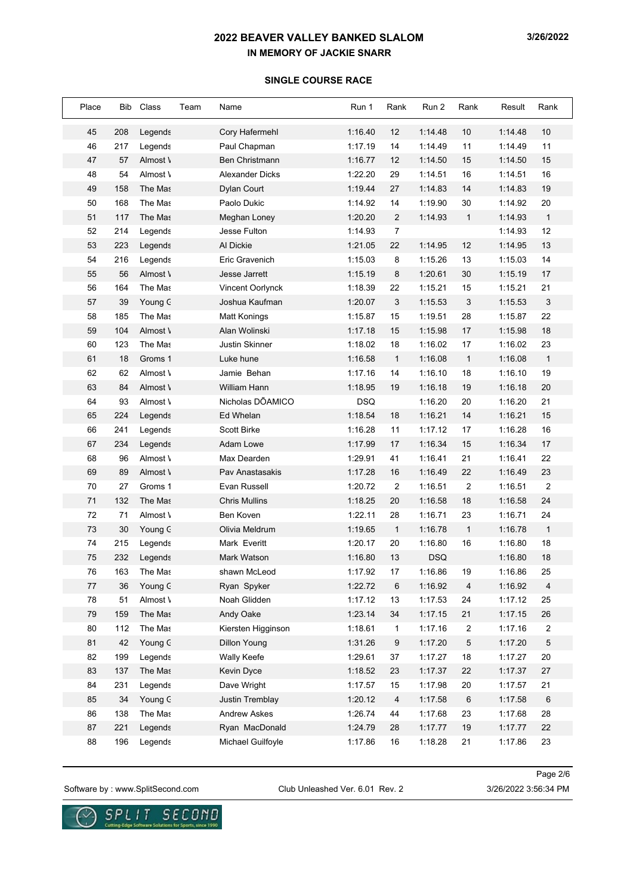## 2022 BEAVER VALLEY BANKED SLALOM

### IN MEMORY OF JACKIE SNARR

3/26/2022

#### SINGLE COURSE RACE

| Place | Bib | Class | Team | Name | Run 1 | Rank | Run 2 | Rank | Result | Rank |
|---|---|---|---|---|---|---|---|---|---|---|
| 45 | 208 | Legends | | Cory Hafermehl | 1:16.40 | 12 | 1:14.48 | 10 | 1:14.48 | 10 |
| 46 | 217 | Legends | | Paul Chapman | 1:17.19 | 14 | 1:14.49 | 11 | 1:14.49 | 11 |
| 47 | 57 | Almost \ | | Ben Christmann | 1:16.77 | 12 | 1:14.50 | 15 | 1:14.50 | 15 |
| 48 | 54 | Almost \ | | Alexander Dicks | 1:22.20 | 29 | 1:14.51 | 16 | 1:14.51 | 16 |
| 49 | 158 | The Mas | | Dylan Court | 1:19.44 | 27 | 1:14.83 | 14 | 1:14.83 | 19 |
| 50 | 168 | The Mas | | Paolo Dukic | 1:14.92 | 14 | 1:19.90 | 30 | 1:14.92 | 20 |
| 51 | 117 | The Mas | | Meghan Loney | 1:20.20 | 2 | 1:14.93 | 1 | 1:14.93 | 1 |
| 52 | 214 | Legends | | Jesse Fulton | 1:14.93 | 7 | | | 1:14.93 | 12 |
| 53 | 223 | Legends | | Al Dickie | 1:21.05 | 22 | 1:14.95 | 12 | 1:14.95 | 13 |
| 54 | 216 | Legends | | Eric Gravenich | 1:15.03 | 8 | 1:15.26 | 13 | 1:15.03 | 14 |
| 55 | 56 | Almost \ | | Jesse Jarrett | 1:15.19 | 8 | 1:20.61 | 30 | 1:15.19 | 17 |
| 56 | 164 | The Mas | | Vincent Oorlynck | 1:18.39 | 22 | 1:15.21 | 15 | 1:15.21 | 21 |
| 57 | 39 | Young G | | Joshua Kaufman | 1:20.07 | 3 | 1:15.53 | 3 | 1:15.53 | 3 |
| 58 | 185 | The Mas | | Matt Konings | 1:15.87 | 15 | 1:19.51 | 28 | 1:15.87 | 22 |
| 59 | 104 | Almost \ | | Alan Wolinski | 1:17.18 | 15 | 1:15.98 | 17 | 1:15.98 | 18 |
| 60 | 123 | The Mas | | Justin Skinner | 1:18.02 | 18 | 1:16.02 | 17 | 1:16.02 | 23 |
| 61 | 18 | Groms 1 | | Luke hune | 1:16.58 | 1 | 1:16.08 | 1 | 1:16.08 | 1 |
| 62 | 62 | Almost \ | | Jamie Behan | 1:17.16 | 14 | 1:16.10 | 18 | 1:16.10 | 19 |
| 63 | 84 | Almost \ | | William Hann | 1:18.95 | 19 | 1:16.18 | 19 | 1:16.18 | 20 |
| 64 | 93 | Almost \ | | Nicholas DŌAMICO | DSQ | | 1:16.20 | 20 | 1:16.20 | 21 |
| 65 | 224 | Legends | | Ed Whelan | 1:18.54 | 18 | 1:16.21 | 14 | 1:16.21 | 15 |
| 66 | 241 | Legends | | Scott Birke | 1:16.28 | 11 | 1:17.12 | 17 | 1:16.28 | 16 |
| 67 | 234 | Legends | | Adam Lowe | 1:17.99 | 17 | 1:16.34 | 15 | 1:16.34 | 17 |
| 68 | 96 | Almost \ | | Max Dearden | 1:29.91 | 41 | 1:16.41 | 21 | 1:16.41 | 22 |
| 69 | 89 | Almost \ | | Pav Anastasakis | 1:17.28 | 16 | 1:16.49 | 22 | 1:16.49 | 23 |
| 70 | 27 | Groms 1 | | Evan Russell | 1:20.72 | 2 | 1:16.51 | 2 | 1:16.51 | 2 |
| 71 | 132 | The Mas | | Chris Mullins | 1:18.25 | 20 | 1:16.58 | 18 | 1:16.58 | 24 |
| 72 | 71 | Almost \ | | Ben Koven | 1:22.11 | 28 | 1:16.71 | 23 | 1:16.71 | 24 |
| 73 | 30 | Young G | | Olivia Meldrum | 1:19.65 | 1 | 1:16.78 | 1 | 1:16.78 | 1 |
| 74 | 215 | Legends | | Mark Everitt | 1:20.17 | 20 | 1:16.80 | 16 | 1:16.80 | 18 |
| 75 | 232 | Legends | | Mark Watson | 1:16.80 | 13 | DSQ | | 1:16.80 | 18 |
| 76 | 163 | The Mas | | shawn McLeod | 1:17.92 | 17 | 1:16.86 | 19 | 1:16.86 | 25 |
| 77 | 36 | Young G | | Ryan Spyker | 1:22.72 | 6 | 1:16.92 | 4 | 1:16.92 | 4 |
| 78 | 51 | Almost \ | | Noah Glidden | 1:17.12 | 13 | 1:17.53 | 24 | 1:17.12 | 25 |
| 79 | 159 | The Mas | | Andy Oake | 1:23.14 | 34 | 1:17.15 | 21 | 1:17.15 | 26 |
| 80 | 112 | The Mas | | Kiersten Higginson | 1:18.61 | 1 | 1:17.16 | 2 | 1:17.16 | 2 |
| 81 | 42 | Young G | | Dillon Young | 1:31.26 | 9 | 1:17.20 | 5 | 1:17.20 | 5 |
| 82 | 199 | Legends | | Wally Keefe | 1:29.61 | 37 | 1:17.27 | 18 | 1:17.27 | 20 |
| 83 | 137 | The Mas | | Kevin Dyce | 1:18.52 | 23 | 1:17.37 | 22 | 1:17.37 | 27 |
| 84 | 231 | Legends | | Dave Wright | 1:17.57 | 15 | 1:17.98 | 20 | 1:17.57 | 21 |
| 85 | 34 | Young G | | Justin Tremblay | 1:20.12 | 4 | 1:17.58 | 6 | 1:17.58 | 6 |
| 86 | 138 | The Mas | | Andrew Askes | 1:26.74 | 44 | 1:17.68 | 23 | 1:17.68 | 28 |
| 87 | 221 | Legends | | Ryan MacDonald | 1:24.79 | 28 | 1:17.77 | 19 | 1:17.77 | 22 |
| 88 | 196 | Legends | | Michael Guilfoyle | 1:17.86 | 16 | 1:18.28 | 21 | 1:17.86 | 23 |

Software by : www.SplitSecond.com    Club Unleashed Ver. 6.01 Rev. 2    3/26/2022 3:56:34 PM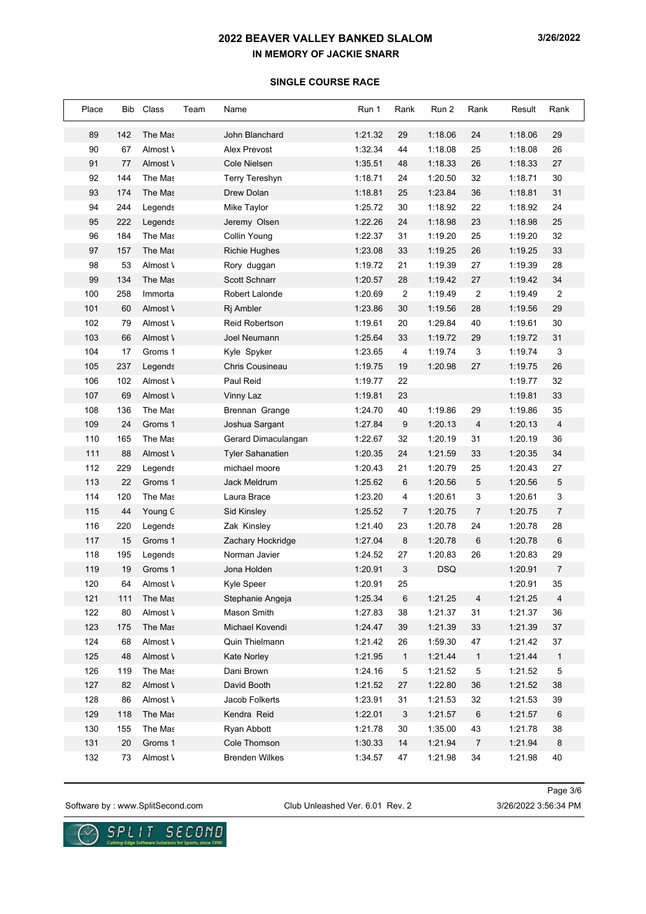# 2022 BEAVER VALLEY BANKED SLALOM

## IN MEMORY OF JACKIE SNARR

3/26/2022

### SINGLE COURSE RACE

| Place | Bib | Class | Team | Name | Run 1 | Rank | Run 2 | Rank | Result | Rank |
|---|---|---|---|---|---|---|---|---|---|---|
| 89 | 142 | The Mas | | John Blanchard | 1:21.32 | 29 | 1:18.06 | 24 | 1:18.06 | 29 |
| 90 | 67 | Almost \ | | Alex Prevost | 1:32.34 | 44 | 1:18.08 | 25 | 1:18.08 | 26 |
| 91 | 77 | Almost \ | | Cole Nielsen | 1:35.51 | 48 | 1:18.33 | 26 | 1:18.33 | 27 |
| 92 | 144 | The Mas | | Terry Tereshyn | 1:18.71 | 24 | 1:20.50 | 32 | 1:18.71 | 30 |
| 93 | 174 | The Mas | | Drew Dolan | 1:18.81 | 25 | 1:23.84 | 36 | 1:18.81 | 31 |
| 94 | 244 | Legends | | Mike Taylor | 1:25.72 | 30 | 1:18.92 | 22 | 1:18.92 | 24 |
| 95 | 222 | Legends | | Jeremy Olsen | 1:22.26 | 24 | 1:18.98 | 23 | 1:18.98 | 25 |
| 96 | 184 | The Mas | | Collin Young | 1:22.37 | 31 | 1:19.20 | 25 | 1:19.20 | 32 |
| 97 | 157 | The Mas | | Richie Hughes | 1:23.08 | 33 | 1:19.25 | 26 | 1:19.25 | 33 |
| 98 | 53 | Almost \ | | Rory duggan | 1:19.72 | 21 | 1:19.39 | 27 | 1:19.39 | 28 |
| 99 | 134 | The Mas | | Scott Schnarr | 1:20.57 | 28 | 1:19.42 | 27 | 1:19.42 | 34 |
| 100 | 258 | Immorta | | Robert Lalonde | 1:20.69 | 2 | 1:19.49 | 2 | 1:19.49 | 2 |
| 101 | 60 | Almost \ | | Rj Ambler | 1:23.86 | 30 | 1:19.56 | 28 | 1:19.56 | 29 |
| 102 | 79 | Almost \ | | Reid Robertson | 1:19.61 | 20 | 1:29.84 | 40 | 1:19.61 | 30 |
| 103 | 66 | Almost \ | | Joel Neumann | 1:25.64 | 33 | 1:19.72 | 29 | 1:19.72 | 31 |
| 104 | 17 | Groms 1 | | Kyle Spyker | 1:23.65 | 4 | 1:19.74 | 3 | 1:19.74 | 3 |
| 105 | 237 | Legends | | Chris Cousineau | 1:19.75 | 19 | 1:20.98 | 27 | 1:19.75 | 26 |
| 106 | 102 | Almost \ | | Paul Reid | 1:19.77 | 22 | | | 1:19.77 | 32 |
| 107 | 69 | Almost \ | | Vinny Laz | 1:19.81 | 23 | | | 1:19.81 | 33 |
| 108 | 136 | The Mas | | Brennan Grange | 1:24.70 | 40 | 1:19.86 | 29 | 1:19.86 | 35 |
| 109 | 24 | Groms 1 | | Joshua Sargant | 1:27.84 | 9 | 1:20.13 | 4 | 1:20.13 | 4 |
| 110 | 165 | The Mas | | Gerard Dimaculangan | 1:22.67 | 32 | 1:20.19 | 31 | 1:20.19 | 36 |
| 111 | 88 | Almost \ | | Tyler Sahanatien | 1:20.35 | 24 | 1:21.59 | 33 | 1:20.35 | 34 |
| 112 | 229 | Legends | | michael moore | 1:20.43 | 21 | 1:20.79 | 25 | 1:20.43 | 27 |
| 113 | 22 | Groms 1 | | Jack Meldrum | 1:25.62 | 6 | 1:20.56 | 5 | 1:20.56 | 5 |
| 114 | 120 | The Mas | | Laura Brace | 1:23.20 | 4 | 1:20.61 | 3 | 1:20.61 | 3 |
| 115 | 44 | Young G | | Sid Kinsley | 1:25.52 | 7 | 1:20.75 | 7 | 1:20.75 | 7 |
| 116 | 220 | Legends | | Zak Kinsley | 1:21.40 | 23 | 1:20.78 | 24 | 1:20.78 | 28 |
| 117 | 15 | Groms 1 | | Zachary Hockridge | 1:27.04 | 8 | 1:20.78 | 6 | 1:20.78 | 6 |
| 118 | 195 | Legends | | Norman Javier | 1:24.52 | 27 | 1:20.83 | 26 | 1:20.83 | 29 |
| 119 | 19 | Groms 1 | | Jona Holden | 1:20.91 | 3 | DSQ | | 1:20.91 | 7 |
| 120 | 64 | Almost \ | | Kyle Speer | 1:20.91 | 25 | | | 1:20.91 | 35 |
| 121 | 111 | The Mas | | Stephanie Angeja | 1:25.34 | 6 | 1:21.25 | 4 | 1:21.25 | 4 |
| 122 | 80 | Almost \ | | Mason Smith | 1:27.83 | 38 | 1:21.37 | 31 | 1:21.37 | 36 |
| 123 | 175 | The Mas | | Michael Kovendi | 1:24.47 | 39 | 1:21.39 | 33 | 1:21.39 | 37 |
| 124 | 68 | Almost \ | | Quin Thielmann | 1:21.42 | 26 | 1:59.30 | 47 | 1:21.42 | 37 |
| 125 | 48 | Almost \ | | Kate Norley | 1:21.95 | 1 | 1:21.44 | 1 | 1:21.44 | 1 |
| 126 | 119 | The Mas | | Dani Brown | 1:24.16 | 5 | 1:21.52 | 5 | 1:21.52 | 5 |
| 127 | 82 | Almost \ | | David Booth | 1:21.52 | 27 | 1:22.80 | 36 | 1:21.52 | 38 |
| 128 | 86 | Almost \ | | Jacob Folkerts | 1:23.91 | 31 | 1:21.53 | 32 | 1:21.53 | 39 |
| 129 | 118 | The Mas | | Kendra Reid | 1:22.01 | 3 | 1:21.57 | 6 | 1:21.57 | 6 |
| 130 | 155 | The Mas | | Ryan Abbott | 1:21.78 | 30 | 1:35.00 | 43 | 1:21.78 | 38 |
| 131 | 20 | Groms 1 | | Cole Thomson | 1:30.33 | 14 | 1:21.94 | 7 | 1:21.94 | 8 |
| 132 | 73 | Almost \ | | Brenden Wilkes | 1:34.57 | 47 | 1:21.98 | 34 | 1:21.98 | 40 |

Software by : www.SplitSecond.com Club Unleashed Ver. 6.01 Rev. 2 3/26/2022 3:56:34 PM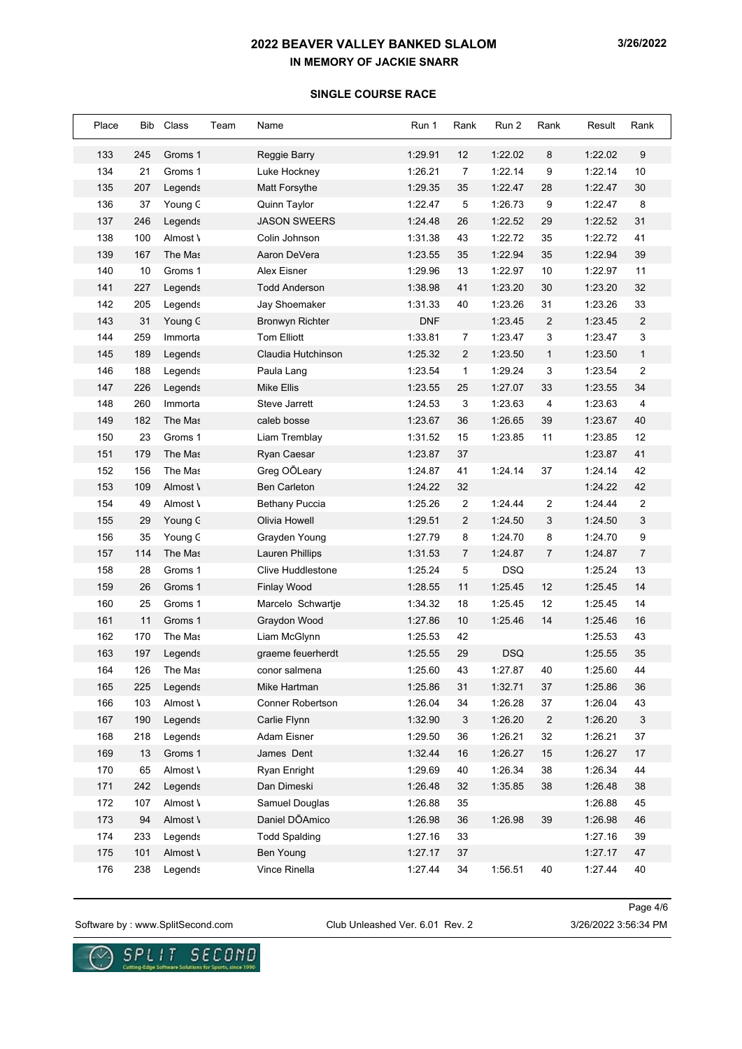# 2022 BEAVER VALLEY BANKED SLALOM

## IN MEMORY OF JACKIE SNARR

3/26/2022

### SINGLE COURSE RACE

| Place | Bib | Class | Team | Name | Run 1 | Rank | Run 2 | Rank | Result | Rank |
|---|---|---|---|---|---|---|---|---|---|---|
| 133 | 245 | Groms 1 | | Reggie Barry | 1:29.91 | 12 | 1:22.02 | 8 | 1:22.02 | 9 |
| 134 | 21 | Groms 1 | | Luke Hockney | 1:26.21 | 7 | 1:22.14 | 9 | 1:22.14 | 10 |
| 135 | 207 | Legends | | Matt Forsythe | 1:29.35 | 35 | 1:22.47 | 28 | 1:22.47 | 30 |
| 136 | 37 | Young G | | Quinn Taylor | 1:22.47 | 5 | 1:26.73 | 9 | 1:22.47 | 8 |
| 137 | 246 | Legends | | JASON SWEERS | 1:24.48 | 26 | 1:22.52 | 29 | 1:22.52 | 31 |
| 138 | 100 | Almost \ | | Colin Johnson | 1:31.38 | 43 | 1:22.72 | 35 | 1:22.72 | 41 |
| 139 | 167 | The Mas | | Aaron DeVera | 1:23.55 | 35 | 1:22.94 | 35 | 1:22.94 | 39 |
| 140 | 10 | Groms 1 | | Alex Eisner | 1:29.96 | 13 | 1:22.97 | 10 | 1:22.97 | 11 |
| 141 | 227 | Legends | | Todd Anderson | 1:38.98 | 41 | 1:23.20 | 30 | 1:23.20 | 32 |
| 142 | 205 | Legends | | Jay Shoemaker | 1:31.33 | 40 | 1:23.26 | 31 | 1:23.26 | 33 |
| 143 | 31 | Young G | | Bronwyn Richter | DNF | | 1:23.45 | 2 | 1:23.45 | 2 |
| 144 | 259 | Immorta | | Tom Elliott | 1:33.81 | 7 | 1:23.47 | 3 | 1:23.47 | 3 |
| 145 | 189 | Legends | | Claudia Hutchinson | 1:25.32 | 2 | 1:23.50 | 1 | 1:23.50 | 1 |
| 146 | 188 | Legends | | Paula Lang | 1:23.54 | 1 | 1:29.24 | 3 | 1:23.54 | 2 |
| 147 | 226 | Legends | | Mike Ellis | 1:23.55 | 25 | 1:27.07 | 33 | 1:23.55 | 34 |
| 148 | 260 | Immorta | | Steve Jarrett | 1:24.53 | 3 | 1:23.63 | 4 | 1:23.63 | 4 |
| 149 | 182 | The Mas | | caleb bosse | 1:23.67 | 36 | 1:26.65 | 39 | 1:23.67 | 40 |
| 150 | 23 | Groms 1 | | Liam Tremblay | 1:31.52 | 15 | 1:23.85 | 11 | 1:23.85 | 12 |
| 151 | 179 | The Mas | | Ryan Caesar | 1:23.87 | 37 | | | 1:23.87 | 41 |
| 152 | 156 | The Mas | | Greg OÕLeary | 1:24.87 | 41 | 1:24.14 | 37 | 1:24.14 | 42 |
| 153 | 109 | Almost \ | | Ben Carleton | 1:24.22 | 32 | | | 1:24.22 | 42 |
| 154 | 49 | Almost \ | | Bethany Puccia | 1:25.26 | 2 | 1:24.44 | 2 | 1:24.44 | 2 |
| 155 | 29 | Young G | | Olivia Howell | 1:29.51 | 2 | 1:24.50 | 3 | 1:24.50 | 3 |
| 156 | 35 | Young G | | Grayden Young | 1:27.79 | 8 | 1:24.70 | 8 | 1:24.70 | 9 |
| 157 | 114 | The Mas | | Lauren Phillips | 1:31.53 | 7 | 1:24.87 | 7 | 1:24.87 | 7 |
| 158 | 28 | Groms 1 | | Clive Huddlestone | 1:25.24 | 5 | DSQ | | 1:25.24 | 13 |
| 159 | 26 | Groms 1 | | Finlay Wood | 1:28.55 | 11 | 1:25.45 | 12 | 1:25.45 | 14 |
| 160 | 25 | Groms 1 | | Marcelo Schwartje | 1:34.32 | 18 | 1:25.45 | 12 | 1:25.45 | 14 |
| 161 | 11 | Groms 1 | | Graydon Wood | 1:27.86 | 10 | 1:25.46 | 14 | 1:25.46 | 16 |
| 162 | 170 | The Mas | | Liam McGlynn | 1:25.53 | 42 | | | 1:25.53 | 43 |
| 163 | 197 | Legends | | graeme feuerherdt | 1:25.55 | 29 | DSQ | | 1:25.55 | 35 |
| 164 | 126 | The Mas | | conor salmena | 1:25.60 | 43 | 1:27.87 | 40 | 1:25.60 | 44 |
| 165 | 225 | Legends | | Mike Hartman | 1:25.86 | 31 | 1:32.71 | 37 | 1:25.86 | 36 |
| 166 | 103 | Almost \ | | Conner Robertson | 1:26.04 | 34 | 1:26.28 | 37 | 1:26.04 | 43 |
| 167 | 190 | Legends | | Carlie Flynn | 1:32.90 | 3 | 1:26.20 | 2 | 1:26.20 | 3 |
| 168 | 218 | Legends | | Adam Eisner | 1:29.50 | 36 | 1:26.21 | 32 | 1:26.21 | 37 |
| 169 | 13 | Groms 1 | | James Dent | 1:32.44 | 16 | 1:26.27 | 15 | 1:26.27 | 17 |
| 170 | 65 | Almost \ | | Ryan Enright | 1:29.69 | 40 | 1:26.34 | 38 | 1:26.34 | 44 |
| 171 | 242 | Legends | | Dan Dimeski | 1:26.48 | 32 | 1:35.85 | 38 | 1:26.48 | 38 |
| 172 | 107 | Almost \ | | Samuel Douglas | 1:26.88 | 35 | | | 1:26.88 | 45 |
| 173 | 94 | Almost \ | | Daniel DÕAmico | 1:26.98 | 36 | 1:26.98 | 39 | 1:26.98 | 46 |
| 174 | 233 | Legends | | Todd Spalding | 1:27.16 | 33 | | | 1:27.16 | 39 |
| 175 | 101 | Almost \ | | Ben Young | 1:27.17 | 37 | | | 1:27.17 | 47 |
| 176 | 238 | Legends | | Vince Rinella | 1:27.44 | 34 | 1:56.51 | 40 | 1:27.44 | 40 |

Software by : www.SplitSecond.com    Club Unleashed Ver. 6.01 Rev. 2    3/26/2022 3:56:34 PM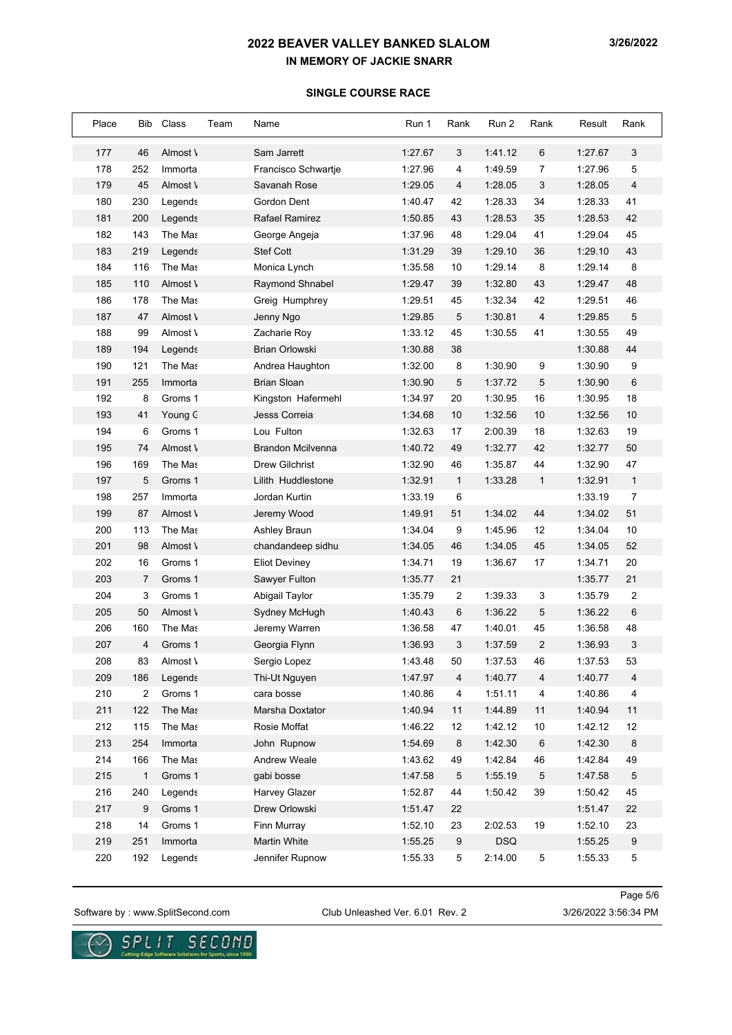## 2022 BEAVER VALLEY BANKED SLALOM

### IN MEMORY OF JACKIE SNARR

3/26/2022

#### SINGLE COURSE RACE

| Place | Bib | Class | Team | Name | Run 1 | Rank | Run 2 | Rank | Result | Rank |
|---|---|---|---|---|---|---|---|---|---|---|
| 177 | 46 | Almost \ | | Sam Jarrett | 1:27.67 | 3 | 1:41.12 | 6 | 1:27.67 | 3 |
| 178 | 252 | Immorta | | Francisco Schwartje | 1:27.96 | 4 | 1:49.59 | 7 | 1:27.96 | 5 |
| 179 | 45 | Almost \ | | Savanah Rose | 1:29.05 | 4 | 1:28.05 | 3 | 1:28.05 | 4 |
| 180 | 230 | Legends | | Gordon Dent | 1:40.47 | 42 | 1:28.33 | 34 | 1:28.33 | 41 |
| 181 | 200 | Legends | | Rafael Ramirez | 1:50.85 | 43 | 1:28.53 | 35 | 1:28.53 | 42 |
| 182 | 143 | The Mas | | George Angeja | 1:37.96 | 48 | 1:29.04 | 41 | 1:29.04 | 45 |
| 183 | 219 | Legends | | Stef Cott | 1:31.29 | 39 | 1:29.10 | 36 | 1:29.10 | 43 |
| 184 | 116 | The Mas | | Monica Lynch | 1:35.58 | 10 | 1:29.14 | 8 | 1:29.14 | 8 |
| 185 | 110 | Almost \ | | Raymond Shnabel | 1:29.47 | 39 | 1:32.80 | 43 | 1:29.47 | 48 |
| 186 | 178 | The Mas | | Greig Humphrey | 1:29.51 | 45 | 1:32.34 | 42 | 1:29.51 | 46 |
| 187 | 47 | Almost \ | | Jenny Ngo | 1:29.85 | 5 | 1:30.81 | 4 | 1:29.85 | 5 |
| 188 | 99 | Almost \ | | Zacharie Roy | 1:33.12 | 45 | 1:30.55 | 41 | 1:30.55 | 49 |
| 189 | 194 | Legends | | Brian Orlowski | 1:30.88 | 38 | | | 1:30.88 | 44 |
| 190 | 121 | The Mas | | Andrea Haughton | 1:32.00 | 8 | 1:30.90 | 9 | 1:30.90 | 9 |
| 191 | 255 | Immorta | | Brian Sloan | 1:30.90 | 5 | 1:37.72 | 5 | 1:30.90 | 6 |
| 192 | 8 | Groms 1 | | Kingston Hafermehl | 1:34.97 | 20 | 1:30.95 | 16 | 1:30.95 | 18 |
| 193 | 41 | Young C | | Jesss Correia | 1:34.68 | 10 | 1:32.56 | 10 | 1:32.56 | 10 |
| 194 | 6 | Groms 1 | | Lou Fulton | 1:32.63 | 17 | 2:00.39 | 18 | 1:32.63 | 19 |
| 195 | 74 | Almost \ | | Brandon Mcilvenna | 1:40.72 | 49 | 1:32.77 | 42 | 1:32.77 | 50 |
| 196 | 169 | The Mas | | Drew Gilchrist | 1:32.90 | 46 | 1:35.87 | 44 | 1:32.90 | 47 |
| 197 | 5 | Groms 1 | | Lilith Huddlestone | 1:32.91 | 1 | 1:33.28 | 1 | 1:32.91 | 1 |
| 198 | 257 | Immorta | | Jordan Kurtin | 1:33.19 | 6 | | | 1:33.19 | 7 |
| 199 | 87 | Almost \ | | Jeremy Wood | 1:49.91 | 51 | 1:34.02 | 44 | 1:34.02 | 51 |
| 200 | 113 | The Mas | | Ashley Braun | 1:34.04 | 9 | 1:45.96 | 12 | 1:34.04 | 10 |
| 201 | 98 | Almost \ | | chandandeep sidhu | 1:34.05 | 46 | 1:34.05 | 45 | 1:34.05 | 52 |
| 202 | 16 | Groms 1 | | Eliot Deviney | 1:34.71 | 19 | 1:36.67 | 17 | 1:34.71 | 20 |
| 203 | 7 | Groms 1 | | Sawyer Fulton | 1:35.77 | 21 | | | 1:35.77 | 21 |
| 204 | 3 | Groms 1 | | Abigail Taylor | 1:35.79 | 2 | 1:39.33 | 3 | 1:35.79 | 2 |
| 205 | 50 | Almost \ | | Sydney McHugh | 1:40.43 | 6 | 1:36.22 | 5 | 1:36.22 | 6 |
| 206 | 160 | The Mas | | Jeremy Warren | 1:36.58 | 47 | 1:40.01 | 45 | 1:36.58 | 48 |
| 207 | 4 | Groms 1 | | Georgia Flynn | 1:36.93 | 3 | 1:37.59 | 2 | 1:36.93 | 3 |
| 208 | 83 | Almost \ | | Sergio Lopez | 1:43.48 | 50 | 1:37.53 | 46 | 1:37.53 | 53 |
| 209 | 186 | Legends | | Thi-Ut Nguyen | 1:47.97 | 4 | 1:40.77 | 4 | 1:40.77 | 4 |
| 210 | 2 | Groms 1 | | cara bosse | 1:40.86 | 4 | 1:51.11 | 4 | 1:40.86 | 4 |
| 211 | 122 | The Mas | | Marsha Doxtator | 1:40.94 | 11 | 1:44.89 | 11 | 1:40.94 | 11 |
| 212 | 115 | The Mas | | Rosie Moffat | 1:46.22 | 12 | 1:42.12 | 10 | 1:42.12 | 12 |
| 213 | 254 | Immorta | | John Rupnow | 1:54.69 | 8 | 1:42.30 | 6 | 1:42.30 | 8 |
| 214 | 166 | The Mas | | Andrew Weale | 1:43.62 | 49 | 1:42.84 | 46 | 1:42.84 | 49 |
| 215 | 1 | Groms 1 | | gabi bosse | 1:47.58 | 5 | 1:55.19 | 5 | 1:47.58 | 5 |
| 216 | 240 | Legends | | Harvey Glazer | 1:52.87 | 44 | 1:50.42 | 39 | 1:50.42 | 45 |
| 217 | 9 | Groms 1 | | Drew Orlowski | 1:51.47 | 22 | | | 1:51.47 | 22 |
| 218 | 14 | Groms 1 | | Finn Murray | 1:52.10 | 23 | 2:02.53 | 19 | 1:52.10 | 23 |
| 219 | 251 | Immorta | | Martin White | 1:55.25 | 9 | DSQ | | 1:55.25 | 9 |
| 220 | 192 | Legends | | Jennifer Rupnow | 1:55.33 | 5 | 2:14.00 | 5 | 1:55.33 | 5 |

Software by : www.SplitSecond.com    Club Unleashed Ver. 6.01 Rev. 2    3/26/2022 3:56:34 PM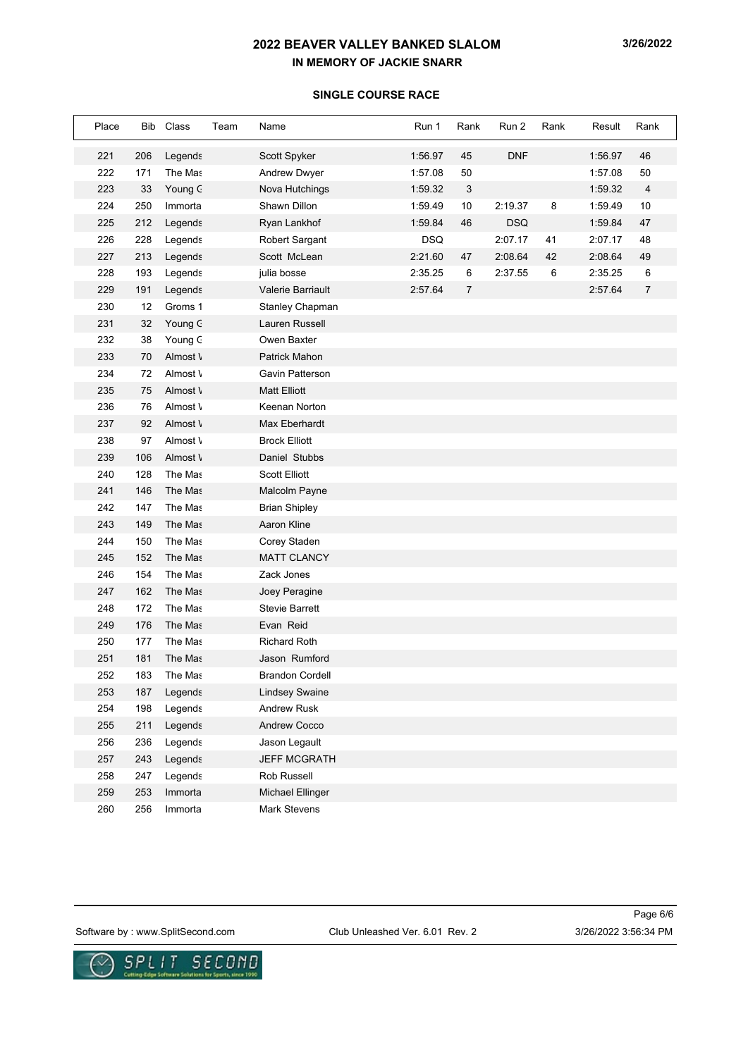## 2022 BEAVER VALLEY BANKED SLALOM

### IN MEMORY OF JACKIE SNARR

3/26/2022

### SINGLE COURSE RACE

| Place | Bib | Class | Team | Name | Run 1 | Rank | Run 2 | Rank | Result | Rank |
|---|---|---|---|---|---|---|---|---|---|---|
| 221 | 206 | Legends | | Scott Spyker | 1:56.97 | 45 | DNF | | 1:56.97 | 46 |
| 222 | 171 | The Mas | | Andrew Dwyer | 1:57.08 | 50 | | | 1:57.08 | 50 |
| 223 | 33 | Young G | | Nova Hutchings | 1:59.32 | 3 | | | 1:59.32 | 4 |
| 224 | 250 | Immorta | | Shawn Dillon | 1:59.49 | 10 | 2:19.37 | 8 | 1:59.49 | 10 |
| 225 | 212 | Legends | | Ryan Lankhof | 1:59.84 | 46 | DSQ | | 1:59.84 | 47 |
| 226 | 228 | Legends | | Robert Sargant | DSQ | | 2:07.17 | 41 | 2:07.17 | 48 |
| 227 | 213 | Legends | | Scott McLean | 2:21.60 | 47 | 2:08.64 | 42 | 2:08.64 | 49 |
| 228 | 193 | Legends | | julia bosse | 2:35.25 | 6 | 2:37.55 | 6 | 2:35.25 | 6 |
| 229 | 191 | Legends | | Valerie Barriault | 2:57.64 | 7 | | | 2:57.64 | 7 |
| 230 | 12 | Groms 1 | | Stanley Chapman | | | | | | |
| 231 | 32 | Young G | | Lauren Russell | | | | | | |
| 232 | 38 | Young G | | Owen Baxter | | | | | | |
| 233 | 70 | Almost V | | Patrick Mahon | | | | | | |
| 234 | 72 | Almost V | | Gavin Patterson | | | | | | |
| 235 | 75 | Almost V | | Matt Elliott | | | | | | |
| 236 | 76 | Almost V | | Keenan Norton | | | | | | |
| 237 | 92 | Almost V | | Max Eberhardt | | | | | | |
| 238 | 97 | Almost V | | Brock Elliott | | | | | | |
| 239 | 106 | Almost V | | Daniel Stubbs | | | | | | |
| 240 | 128 | The Mas | | Scott Elliott | | | | | | |
| 241 | 146 | The Mas | | Malcolm Payne | | | | | | |
| 242 | 147 | The Mas | | Brian Shipley | | | | | | |
| 243 | 149 | The Mas | | Aaron Kline | | | | | | |
| 244 | 150 | The Mas | | Corey Staden | | | | | | |
| 245 | 152 | The Mas | | MATT CLANCY | | | | | | |
| 246 | 154 | The Mas | | Zack Jones | | | | | | |
| 247 | 162 | The Mas | | Joey Peragine | | | | | | |
| 248 | 172 | The Mas | | Stevie Barrett | | | | | | |
| 249 | 176 | The Mas | | Evan Reid | | | | | | |
| 250 | 177 | The Mas | | Richard Roth | | | | | | |
| 251 | 181 | The Mas | | Jason Rumford | | | | | | |
| 252 | 183 | The Mas | | Brandon Cordell | | | | | | |
| 253 | 187 | Legends | | Lindsey Swaine | | | | | | |
| 254 | 198 | Legends | | Andrew Rusk | | | | | | |
| 255 | 211 | Legends | | Andrew Cocco | | | | | | |
| 256 | 236 | Legends | | Jason Legault | | | | | | |
| 257 | 243 | Legends | | JEFF MCGRATH | | | | | | |
| 258 | 247 | Legends | | Rob Russell | | | | | | |
| 259 | 253 | Immorta | | Michael Ellinger | | | | | | |
| 260 | 256 | Immorta | | Mark Stevens | | | | | | |

Software by : www.SplitSecond.com — Club Unleashed Ver. 6.01 Rev. 2 — 3/26/2022 3:56:34 PM